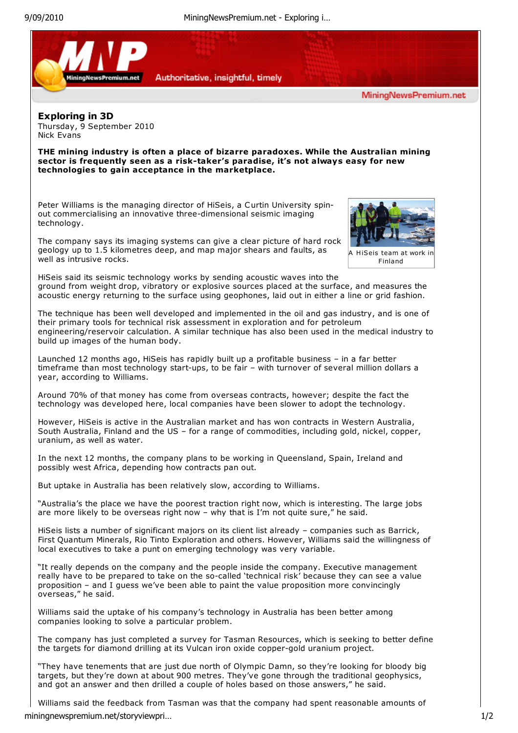# Exploring in 3D

Thursday, 9 September 2010
Nick Evans

**THE mining industry is often a place of bizarre paradoxes. While the Australian mining sector is frequently seen as a risk-taker's paradise, it's not always easy for new technologies to gain acceptance in the marketplace.**

Peter Williams is the managing director of HiSeis, a Curtin University spin-out commercialising an innovative three-dimensional seismic imaging technology.

A HiSeis team at work in Finland

The company says its imaging systems can give a clear picture of hard rock geology up to 1.5 kilometres deep, and map major shears and faults, as well as intrusive rocks.

HiSeis said its seismic technology works by sending acoustic waves into the ground from weight drop, vibratory or explosive sources placed at the surface, and measures the acoustic energy returning to the surface using geophones, laid out in either a line or grid fashion.

The technique has been well developed and implemented in the oil and gas industry, and is one of their primary tools for technical risk assessment in exploration and for petroleum engineering/reservoir calculation. A similar technique has also been used in the medical industry to build up images of the human body.

Launched 12 months ago, HiSeis has rapidly built up a profitable business – in a far better timeframe than most technology start-ups, to be fair – with turnover of several million dollars a year, according to Williams.

Around 70% of that money has come from overseas contracts, however; despite the fact the technology was developed here, local companies have been slower to adopt the technology.

However, HiSeis is active in the Australian market and has won contracts in Western Australia, South Australia, Finland and the US – for a range of commodities, including gold, nickel, copper, uranium, as well as water.

In the next 12 months, the company plans to be working in Queensland, Spain, Ireland and possibly west Africa, depending how contracts pan out.

But uptake in Australia has been relatively slow, according to Williams.

"Australia's the place we have the poorest traction right now, which is interesting. The large jobs are more likely to be overseas right now – why that is I'm not quite sure," he said.

HiSeis lists a number of significant majors on its client list already – companies such as Barrick, First Quantum Minerals, Rio Tinto Exploration and others. However, Williams said the willingness of local executives to take a punt on emerging technology was very variable.

"It really depends on the company and the people inside the company. Executive management really have to be prepared to take on the so-called 'technical risk' because they can see a value proposition – and I guess we've been able to paint the value proposition more convincingly overseas," he said.

Williams said the uptake of his company's technology in Australia has been better among companies looking to solve a particular problem.

The company has just completed a survey for Tasman Resources, which is seeking to better define the targets for diamond drilling at its Vulcan iron oxide copper-gold uranium project.

"They have tenements that are just due north of Olympic Damn, so they're looking for bloody big targets, but they're down at about 900 metres. They've gone through the traditional geophysics, and got an answer and then drilled a couple of holes based on those answers," he said.

Williams said the feedback from Tasman was that the company had spent reasonable amounts of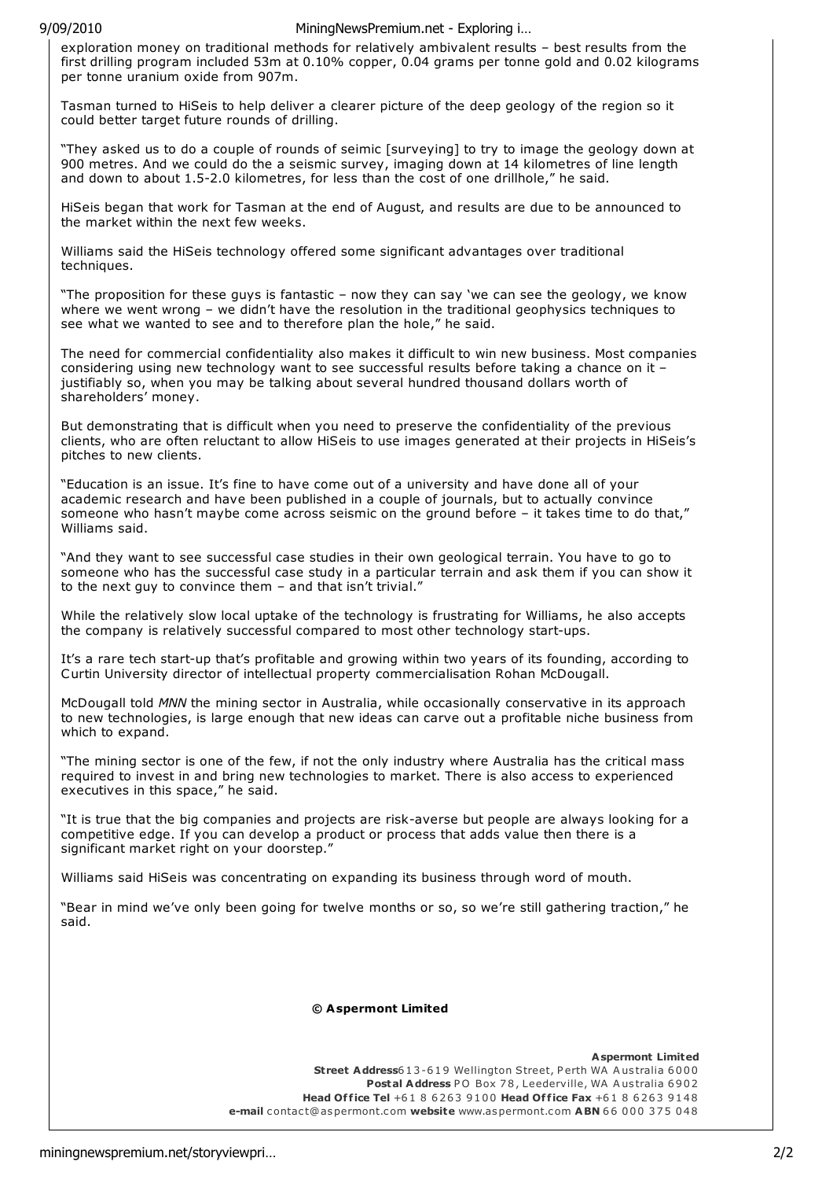exploration money on traditional methods for relatively ambivalent results – best results from the first drilling program included 53m at 0.10% copper, 0.04 grams per tonne gold and 0.02 kilograms per tonne uranium oxide from 907m.

Tasman turned to HiSeis to help deliver a clearer picture of the deep geology of the region so it could better target future rounds of drilling.

"They asked us to do a couple of rounds of seimic [surveying] to try to image the geology down at 900 metres. And we could do the a seismic survey, imaging down at 14 kilometres of line length and down to about 1.5-2.0 kilometres, for less than the cost of one drillhole," he said.

HiSeis began that work for Tasman at the end of August, and results are due to be announced to the market within the next few weeks.

Williams said the HiSeis technology offered some significant advantages over traditional techniques.

"The proposition for these guys is fantastic – now they can say 'we can see the geology, we know where we went wrong – we didn't have the resolution in the traditional geophysics techniques to see what we wanted to see and to therefore plan the hole," he said.

The need for commercial confidentiality also makes it difficult to win new business. Most companies considering using new technology want to see successful results before taking a chance on it – justifiably so, when you may be talking about several hundred thousand dollars worth of shareholders' money.

But demonstrating that is difficult when you need to preserve the confidentiality of the previous clients, who are often reluctant to allow HiSeis to use images generated at their projects in HiSeis's pitches to new clients.

"Education is an issue. It's fine to have come out of a university and have done all of your academic research and have been published in a couple of journals, but to actually convince someone who hasn't maybe come across seismic on the ground before – it takes time to do that," Williams said.

"And they want to see successful case studies in their own geological terrain. You have to go to someone who has the successful case study in a particular terrain and ask them if you can show it to the next guy to convince them – and that isn't trivial."

While the relatively slow local uptake of the technology is frustrating for Williams, he also accepts the company is relatively successful compared to most other technology start-ups.

It's a rare tech start-up that's profitable and growing within two years of its founding, according to Curtin University director of intellectual property commercialisation Rohan McDougall.

McDougall told *MNN* the mining sector in Australia, while occasionally conservative in its approach to new technologies, is large enough that new ideas can carve out a profitable niche business from which to expand.

"The mining sector is one of the few, if not the only industry where Australia has the critical mass required to invest in and bring new technologies to market. There is also access to experienced executives in this space," he said.

"It is true that the big companies and projects are risk-averse but people are always looking for a competitive edge. If you can develop a product or process that adds value then there is a significant market right on your doorstep."

Williams said HiSeis was concentrating on expanding its business through word of mouth.

"Bear in mind we've only been going for twelve months or so, so we're still gathering traction," he said.

**© Aspermont Limited**

**Aspermont Limited**
**Street Address** 613-619 Wellington Street, Perth WA Australia 6000
**Postal Address** PO Box 78, Leederville, WA Australia 6902
**Head Office Tel** +61 8 6263 9100 **Head Office Fax** +61 8 6263 9148
**e-mail** contact@aspermont.com **website** www.aspermont.com **ABN** 66 000 375 048